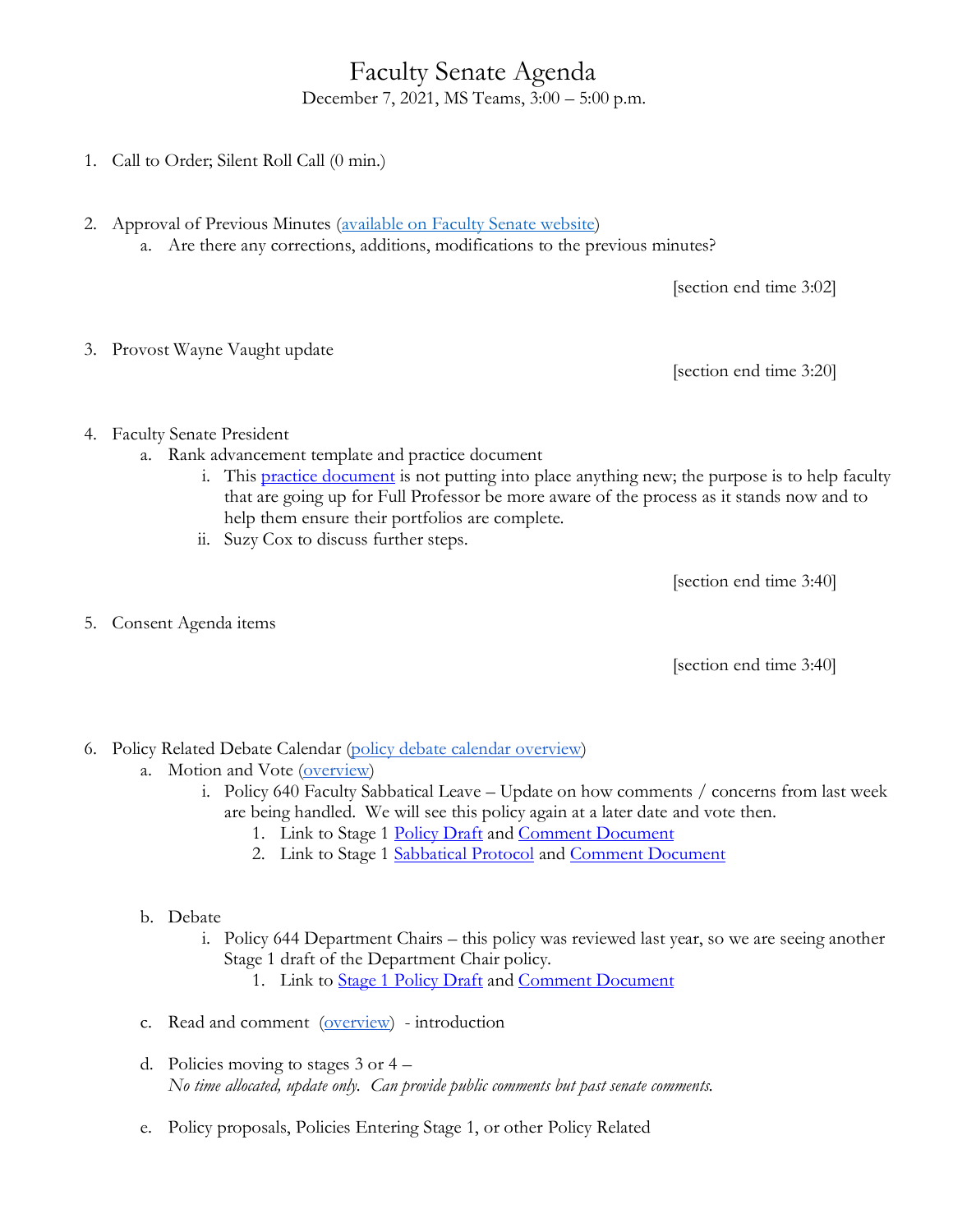# Faculty Senate Agenda

December 7, 2021, MS Teams, 3:00 – 5:00 p.m.

1. Call to Order; Silent Roll Call (0 min.)

2. Approval of Previous Minutes (available on Faculty Senate website)
   a. Are there any corrections, additions, modifications to the previous minutes?

   [section end time 3:02]

3. Provost Wayne Vaught update

   [section end time 3:20]

4. Faculty Senate President
   a. Rank advancement template and practice document
      i. This practice document is not putting into place anything new; the purpose is to help faculty that are going up for Full Professor be more aware of the process as it stands now and to help them ensure their portfolios are complete.
      ii. Suzy Cox to discuss further steps.

   [section end time 3:40]

5. Consent Agenda items

   [section end time 3:40]

6. Policy Related Debate Calendar (policy debate calendar overview)
   a. Motion and Vote (overview)
      i. Policy 640 Faculty Sabbatical Leave – Update on how comments / concerns from last week are being handled. We will see this policy again at a later date and vote then.
         1. Link to Stage 1 Policy Draft and Comment Document
         2. Link to Stage 1 Sabbatical Protocol and Comment Document
   b. Debate
      i. Policy 644 Department Chairs – this policy was reviewed last year, so we are seeing another Stage 1 draft of the Department Chair policy.
         1. Link to Stage 1 Policy Draft and Comment Document
   c. Read and comment (overview) - introduction
   d. Policies moving to stages 3 or 4 –
      *No time allocated, update only. Can provide public comments but past senate comments.*
   e. Policy proposals, Policies Entering Stage 1, or other Policy Related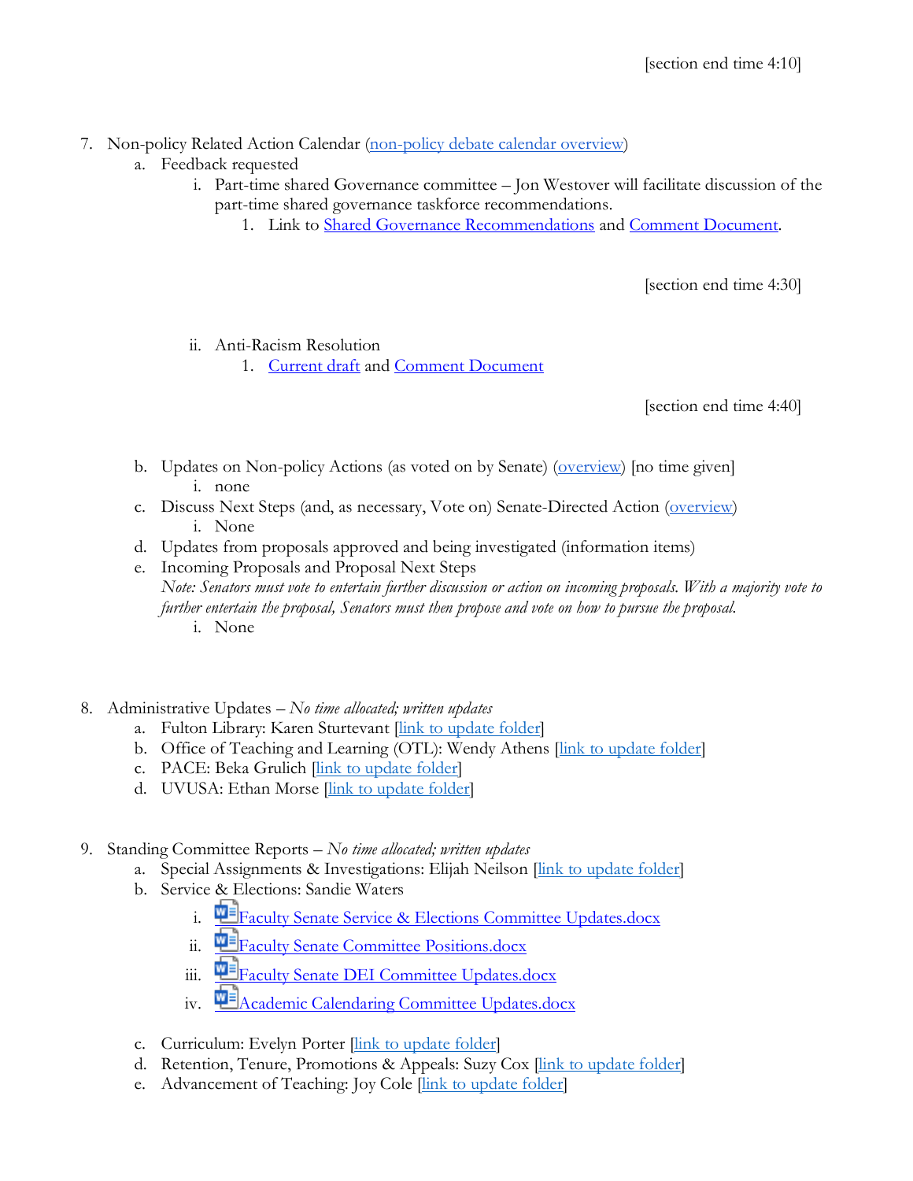[section end time 4:10]

7. Non-policy Related Action Calendar (non-policy debate calendar overview)
    a. Feedback requested
        i. Part-time shared Governance committee – Jon Westover will facilitate discussion of the part-time shared governance taskforce recommendations.
            1. Link to Shared Governance Recommendations and Comment Document.

[section end time 4:30]

        ii. Anti-Racism Resolution
            1. Current draft and Comment Document

[section end time 4:40]

    b. Updates on Non-policy Actions (as voted on by Senate) (overview) [no time given]
        i. none
    c. Discuss Next Steps (and, as necessary, Vote on) Senate-Directed Action (overview)
        i. None
    d. Updates from proposals approved and being investigated (information items)
    e. Incoming Proposals and Proposal Next Steps
       *Note: Senators must vote to entertain further discussion or action on incoming proposals. With a majority vote to further entertain the proposal, Senators must then propose and vote on how to pursue the proposal.*
        i. None

8. Administrative Updates – *No time allocated; written updates*
    a. Fulton Library: Karen Sturtevant [link to update folder]
    b. Office of Teaching and Learning (OTL): Wendy Athens [link to update folder]
    c. PACE: Beka Grulich [link to update folder]
    d. UVUSA: Ethan Morse [link to update folder]

9. Standing Committee Reports – *No time allocated; written updates*
    a. Special Assignments & Investigations: Elijah Neilson [link to update folder]
    b. Service & Elections: Sandie Waters
        i. Faculty Senate Service & Elections Committee Updates.docx
        ii. Faculty Senate Committee Positions.docx
        iii. Faculty Senate DEI Committee Updates.docx
        iv. Academic Calendaring Committee Updates.docx
    c. Curriculum: Evelyn Porter [link to update folder]
    d. Retention, Tenure, Promotions & Appeals: Suzy Cox [link to update folder]
    e. Advancement of Teaching: Joy Cole [link to update folder]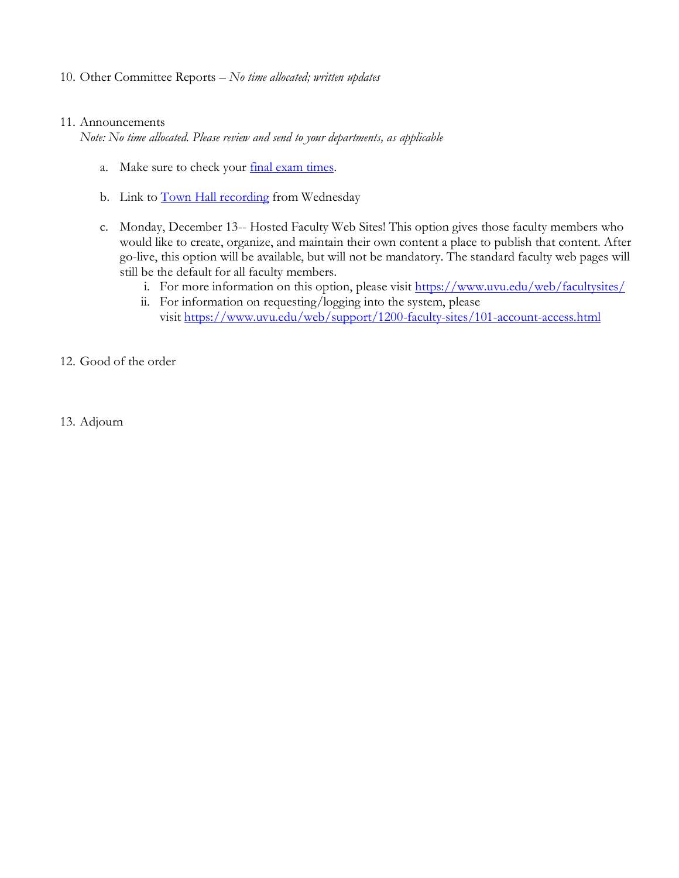10. Other Committee Reports – *No time allocated; written updates*

11. Announcements
    *Note: No time allocated. Please review and send to your departments, as applicable*

    a. Make sure to check your final exam times.

    b. Link to Town Hall recording from Wednesday

    c. Monday, December 13-- Hosted Faculty Web Sites! This option gives those faculty members who would like to create, organize, and maintain their own content a place to publish that content. After go-live, this option will be available, but will not be mandatory. The standard faculty web pages will still be the default for all faculty members.
        i. For more information on this option, please visit https://www.uvu.edu/web/facultysites/
        ii. For information on requesting/logging into the system, please visit https://www.uvu.edu/web/support/1200-faculty-sites/101-account-access.html

12. Good of the order

13. Adjourn